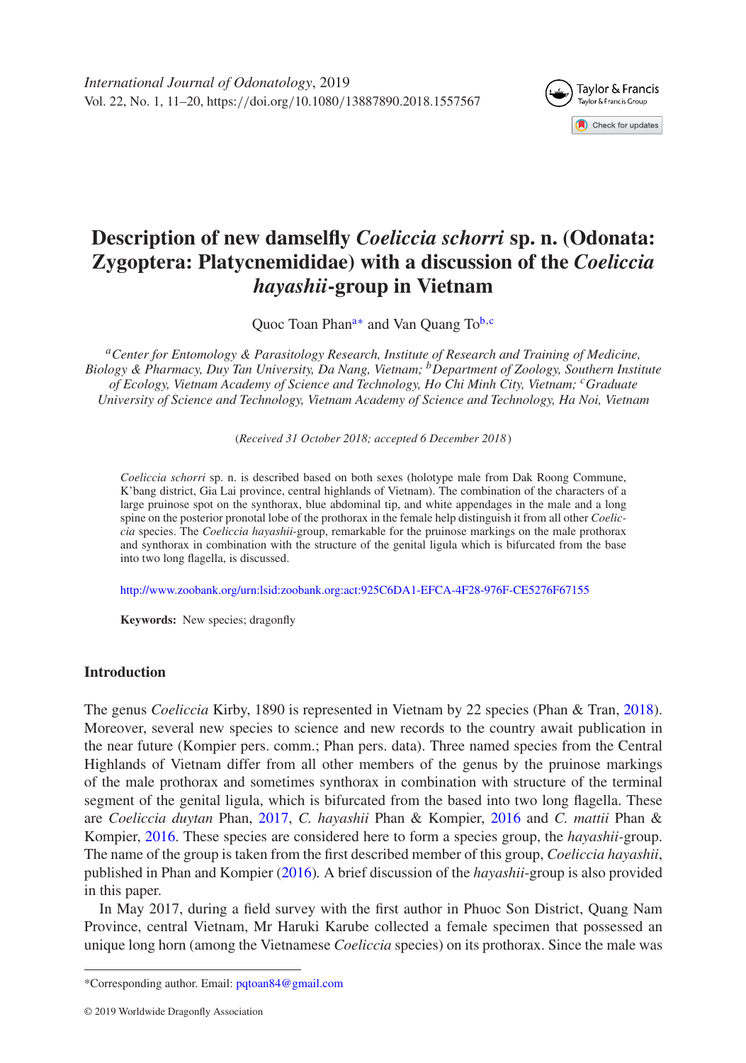# Description of new damselfly *Coeliccia schorri* sp. n. (Odonata: Zygoptera: Platycnemididae) with a discussion of the *Coeliccia hayashii*-group in Vietnam

Quoc Toan Phan[a*] and Van Quang To[b,c]

[a]*Center for Entomology & Parasitology Research, Institute of Research and Training of Medicine, Biology & Pharmacy, Duy Tan University, Da Nang, Vietnam;* [b]*Department of Zoology, Southern Institute of Ecology, Vietnam Academy of Science and Technology, Ho Chi Minh City, Vietnam;* [c]*Graduate University of Science and Technology, Vietnam Academy of Science and Technology, Ha Noi, Vietnam*

(*Received 31 October 2018; accepted 6 December 2018*)

*Coeliccia schorri* sp. n. is described based on both sexes (holotype male from Dak Roong Commune, K'bang district, Gia Lai province, central highlands of Vietnam). The combination of the characters of a large pruinose spot on the synthorax, blue abdominal tip, and white appendages in the male and a long spine on the posterior pronotal lobe of the prothorax in the female help distinguish it from all other *Coeliccia* species. The *Coeliccia hayashii*-group, remarkable for the pruinose markings on the male prothorax and synthorax in combination with the structure of the genital ligula which is bifurcated from the base into two long flagella, is discussed.

http://www.zoobank.org/urn:lsid:zoobank.org:act:925C6DA1-EFCA-4F28-976F-CE5276F67155

**Keywords:** New species; dragonfly

## Introduction

The genus *Coeliccia* Kirby, 1890 is represented in Vietnam by 22 species (Phan & Tran, 2018). Moreover, several new species to science and new records to the country await publication in the near future (Kompier pers. comm.; Phan pers. data). Three named species from the Central Highlands of Vietnam differ from all other members of the genus by the pruinose markings of the male prothorax and sometimes synthorax in combination with structure of the terminal segment of the genital ligula, which is bifurcated from the based into two long flagella. These are *Coeliccia duytan* Phan, 2017, *C. hayashii* Phan & Kompier, 2016 and *C. mattii* Phan & Kompier, 2016. These species are considered here to form a species group, the *hayashii*-group. The name of the group is taken from the first described member of this group, *Coeliccia hayashii*, published in Phan and Kompier (2016). A brief discussion of the *hayashii*-group is also provided in this paper.

In May 2017, during a field survey with the first author in Phuoc Son District, Quang Nam Province, central Vietnam, Mr Haruki Karube collected a female specimen that possessed an unique long horn (among the Vietnamese *Coeliccia* species) on its prothorax. Since the male was

*Corresponding author. Email: pqtoan84@gmail.com

© 2019 Worldwide Dragonfly Association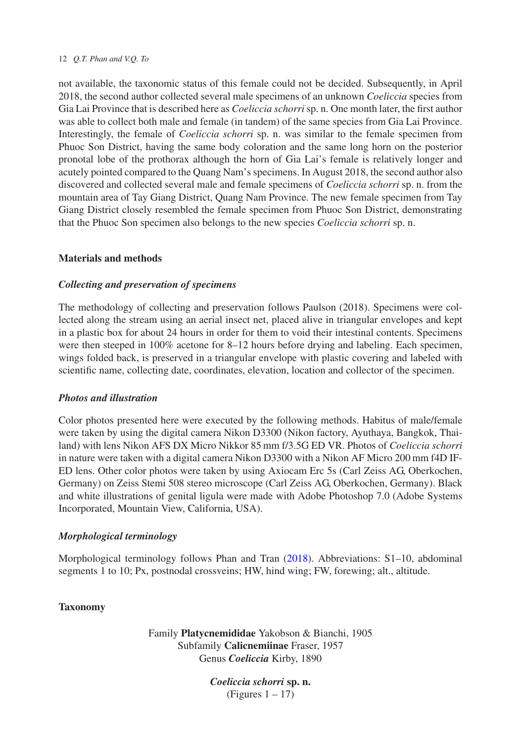not available, the taxonomic status of this female could not be decided. Subsequently, in April 2018, the second author collected several male specimens of an unknown *Coeliccia* species from Gia Lai Province that is described here as *Coeliccia schorri* sp. n. One month later, the first author was able to collect both male and female (in tandem) of the same species from Gia Lai Province. Interestingly, the female of *Coeliccia schorri* sp. n. was similar to the female specimen from Phuoc Son District, having the same body coloration and the same long horn on the posterior pronotal lobe of the prothorax although the horn of Gia Lai's female is relatively longer and acutely pointed compared to the Quang Nam's specimens. In August 2018, the second author also discovered and collected several male and female specimens of *Coeliccia schorri* sp. n. from the mountain area of Tay Giang District, Quang Nam Province. The new female specimen from Tay Giang District closely resembled the female specimen from Phuoc Son District, demonstrating that the Phuoc Son specimen also belongs to the new species *Coeliccia schorri* sp. n.

## Materials and methods

### *Collecting and preservation of specimens*

The methodology of collecting and preservation follows Paulson (2018). Specimens were collected along the stream using an aerial insect net, placed alive in triangular envelopes and kept in a plastic box for about 24 hours in order for them to void their intestinal contents. Specimens were then steeped in 100% acetone for 8–12 hours before drying and labeling. Each specimen, wings folded back, is preserved in a triangular envelope with plastic covering and labeled with scientific name, collecting date, coordinates, elevation, location and collector of the specimen.

### *Photos and illustration*

Color photos presented here were executed by the following methods. Habitus of male/female were taken by using the digital camera Nikon D3300 (Nikon factory, Ayuthaya, Bangkok, Thailand) with lens Nikon AFS DX Micro Nikkor 85 mm f/3.5G ED VR. Photos of *Coeliccia schorri* in nature were taken with a digital camera Nikon D3300 with a Nikon AF Micro 200 mm f4D IF-ED lens. Other color photos were taken by using Axiocam Erc 5s (Carl Zeiss AG, Oberkochen, Germany) on Zeiss Stemi 508 stereo microscope (Carl Zeiss AG, Oberkochen, Germany). Black and white illustrations of genital ligula were made with Adobe Photoshop 7.0 (Adobe Systems Incorporated, Mountain View, California, USA).

### *Morphological terminology*

Morphological terminology follows Phan and Tran (2018). Abbreviations: S1–10, abdominal segments 1 to 10; Px, postnodal crossveins; HW, hind wing; FW, forewing; alt., altitude.

## Taxonomy

Family **Platycnemididae** Yakobson & Bianchi, 1905
Subfamily **Calicnemiinae** Fraser, 1957
Genus ***Coeliccia*** Kirby, 1890

***Coeliccia schorri*** **sp. n.**
(Figures 1 – 17)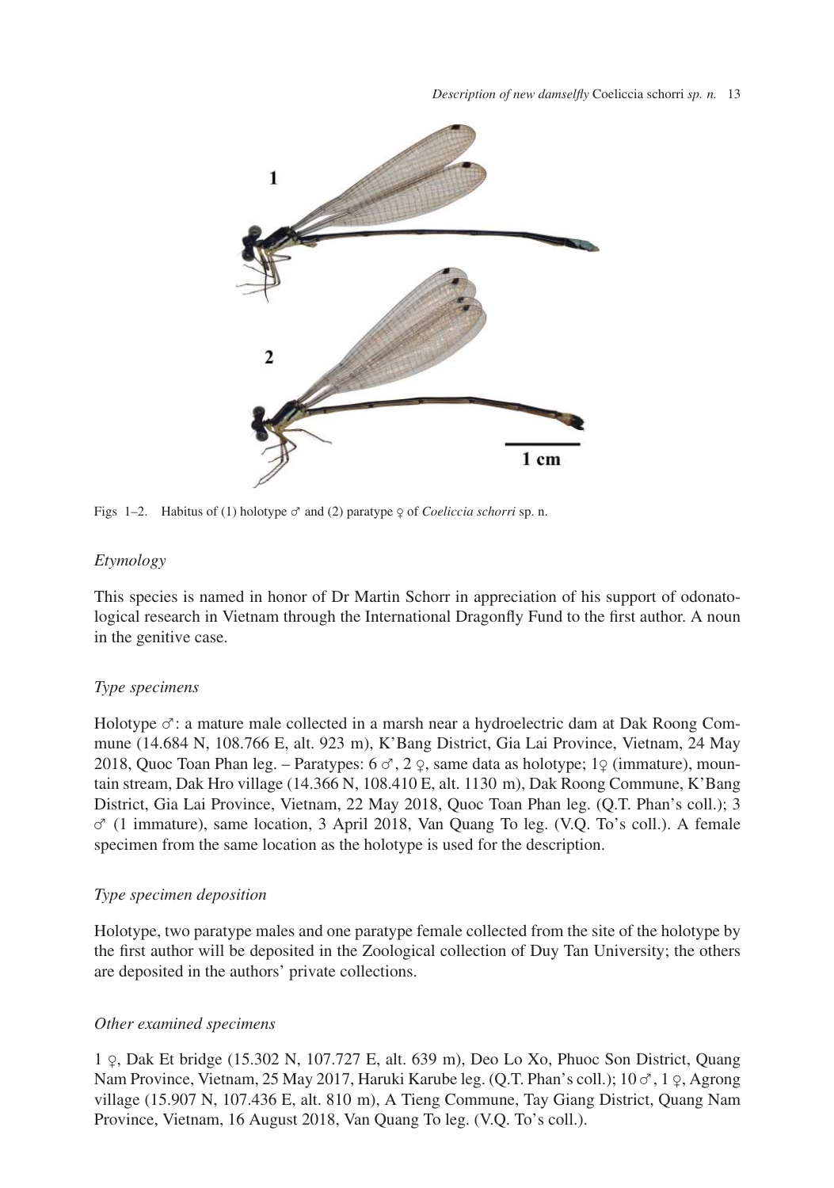Figs 1–2. Habitus of (1) holotype ♂ and (2) paratype ♀ of *Coeliccia schorri* sp. n.

### *Etymology*

This species is named in honor of Dr Martin Schorr in appreciation of his support of odonatological research in Vietnam through the International Dragonfly Fund to the first author. A noun in the genitive case.

### *Type specimens*

Holotype ♂: a mature male collected in a marsh near a hydroelectric dam at Dak Roong Commune (14.684 N, 108.766 E, alt. 923 m), K'Bang District, Gia Lai Province, Vietnam, 24 May 2018, Quoc Toan Phan leg. – Paratypes: 6 ♂, 2 ♀, same data as holotype; 1♀ (immature), mountain stream, Dak Hro village (14.366 N, 108.410 E, alt. 1130 m), Dak Roong Commune, K'Bang District, Gia Lai Province, Vietnam, 22 May 2018, Quoc Toan Phan leg. (Q.T. Phan's coll.); 3 ♂ (1 immature), same location, 3 April 2018, Van Quang To leg. (V.Q. To's coll.). A female specimen from the same location as the holotype is used for the description.

### *Type specimen deposition*

Holotype, two paratype males and one paratype female collected from the site of the holotype by the first author will be deposited in the Zoological collection of Duy Tan University; the others are deposited in the authors' private collections.

### *Other examined specimens*

1 ♀, Dak Et bridge (15.302 N, 107.727 E, alt. 639 m), Deo Lo Xo, Phuoc Son District, Quang Nam Province, Vietnam, 25 May 2017, Haruki Karube leg. (Q.T. Phan's coll.); 10 ♂, 1 ♀, Agrong village (15.907 N, 107.436 E, alt. 810 m), A Tieng Commune, Tay Giang District, Quang Nam Province, Vietnam, 16 August 2018, Van Quang To leg. (V.Q. To's coll.).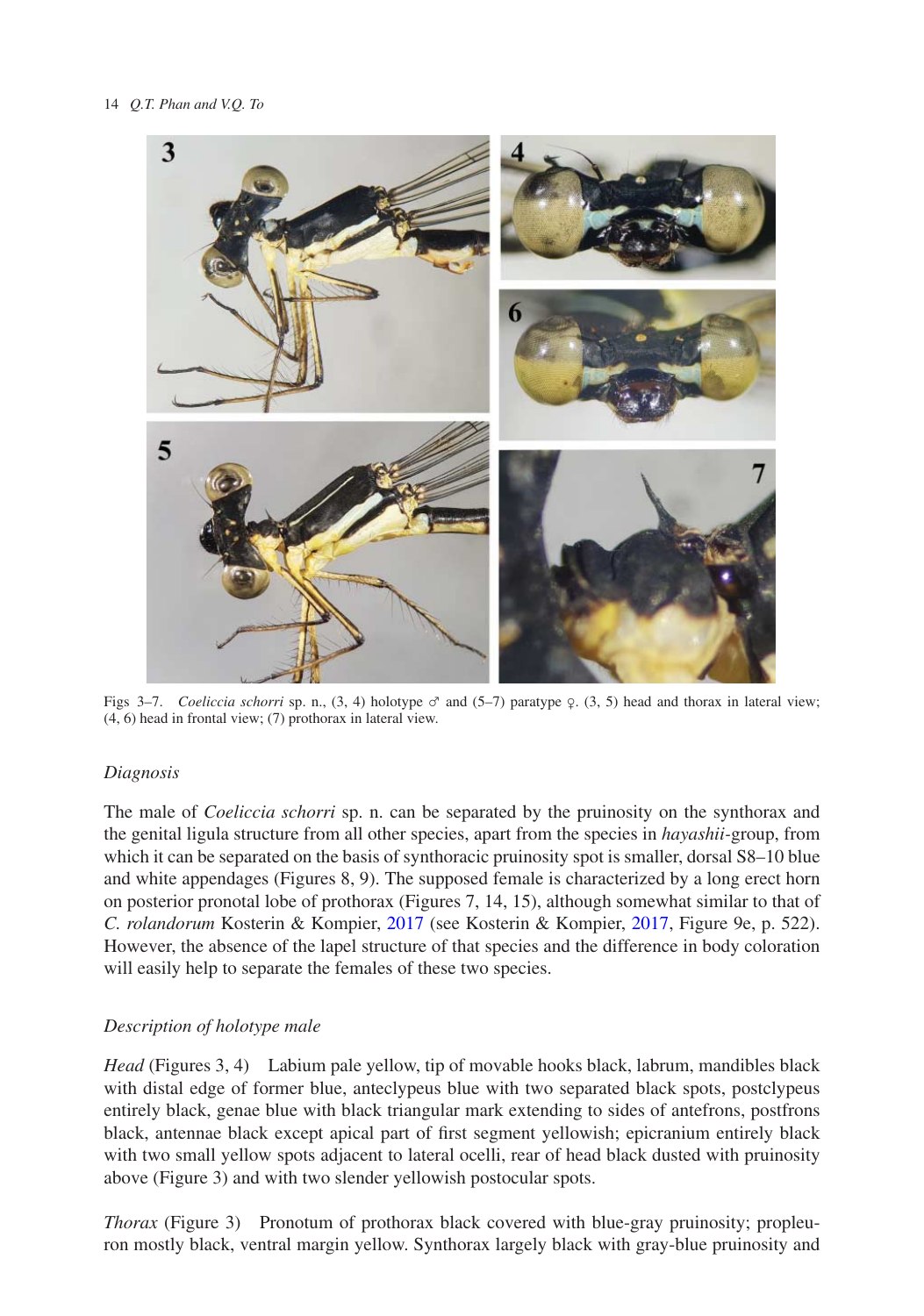Figs 3–7. *Coeliccia schorri* sp. n., (3, 4) holotype ♂ and (5–7) paratype ♀. (3, 5) head and thorax in lateral view; (4, 6) head in frontal view; (7) prothorax in lateral view.

### *Diagnosis*

The male of *Coeliccia schorri* sp. n. can be separated by the pruinosity on the synthorax and the genital ligula structure from all other species, apart from the species in *hayashii*-group, from which it can be separated on the basis of synthoracic pruinosity spot is smaller, dorsal S8–10 blue and white appendages (Figures 8, 9). The supposed female is characterized by a long erect horn on posterior pronotal lobe of prothorax (Figures 7, 14, 15), although somewhat similar to that of *C. rolandorum* Kosterin & Kompier, 2017 (see Kosterin & Kompier, 2017, Figure 9e, p. 522). However, the absence of the lapel structure of that species and the difference in body coloration will easily help to separate the females of these two species.

### *Description of holotype male*

*Head* (Figures 3, 4) Labium pale yellow, tip of movable hooks black, labrum, mandibles black with distal edge of former blue, anteclypeus blue with two separated black spots, postclypeus entirely black, genae blue with black triangular mark extending to sides of antefrons, postfrons black, antennae black except apical part of first segment yellowish; epicranium entirely black with two small yellow spots adjacent to lateral ocelli, rear of head black dusted with pruinosity above (Figure 3) and with two slender yellowish postocular spots.

*Thorax* (Figure 3) Pronotum of prothorax black covered with blue-gray pruinosity; propleuron mostly black, ventral margin yellow. Synthorax largely black with gray-blue pruinosity and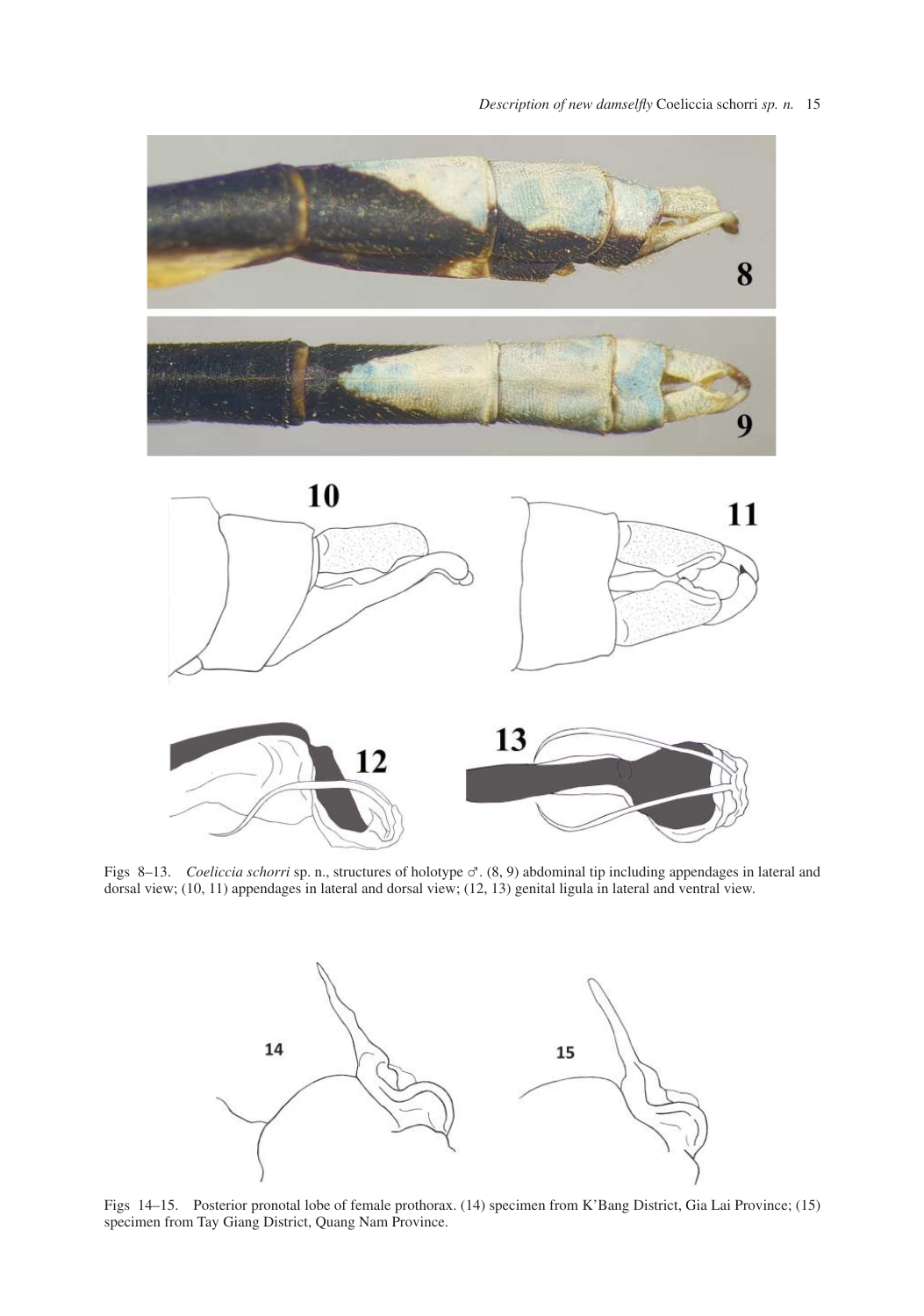Figs 8–13. *Coeliccia schorri* sp. n., structures of holotype ♂. (8, 9) abdominal tip including appendages in lateral and dorsal view; (10, 11) appendages in lateral and dorsal view; (12, 13) genital ligula in lateral and ventral view.

Figs 14–15. Posterior pronotal lobe of female prothorax. (14) specimen from K'Bang District, Gia Lai Province; (15) specimen from Tay Giang District, Quang Nam Province.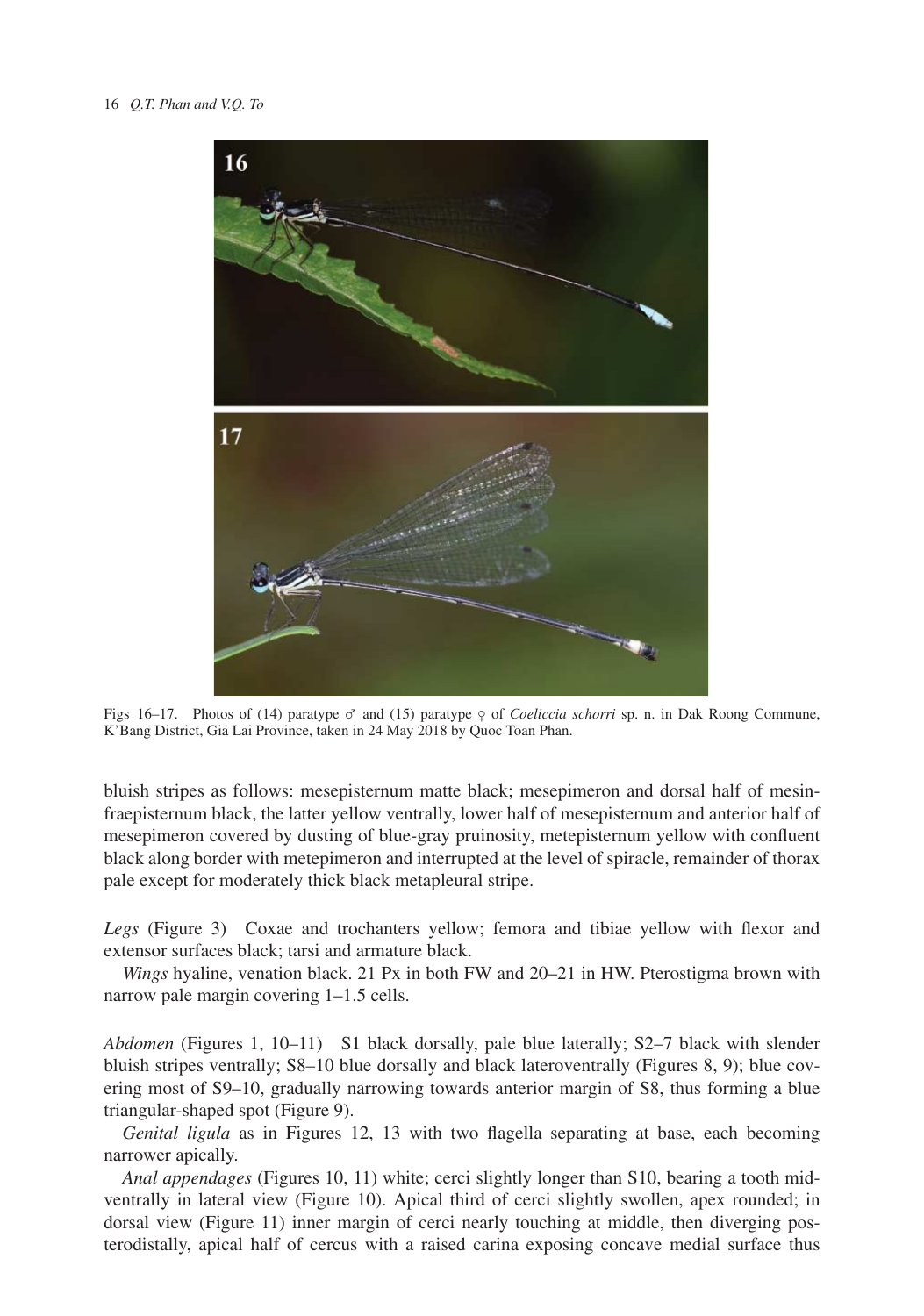Figs 16–17. Photos of (14) paratype ♂ and (15) paratype ♀ of *Coeliccia schorri* sp. n. in Dak Roong Commune, K'Bang District, Gia Lai Province, taken in 24 May 2018 by Quoc Toan Phan.

bluish stripes as follows: mesepisternum matte black; mesepimeron and dorsal half of mesinfraepisternum black, the latter yellow ventrally, lower half of mesepisternum and anterior half of mesepimeron covered by dusting of blue-gray pruinosity, metepisternum yellow with confluent black along border with metepimeron and interrupted at the level of spiracle, remainder of thorax pale except for moderately thick black metapleural stripe.

*Legs* (Figure 3) Coxae and trochanters yellow; femora and tibiae yellow with flexor and extensor surfaces black; tarsi and armature black.

*Wings* hyaline, venation black. 21 Px in both FW and 20–21 in HW. Pterostigma brown with narrow pale margin covering 1–1.5 cells.

*Abdomen* (Figures 1, 10–11) S1 black dorsally, pale blue laterally; S2–7 black with slender bluish stripes ventrally; S8–10 blue dorsally and black lateroventrally (Figures 8, 9); blue covering most of S9–10, gradually narrowing towards anterior margin of S8, thus forming a blue triangular-shaped spot (Figure 9).

*Genital ligula* as in Figures 12, 13 with two flagella separating at base, each becoming narrower apically.

*Anal appendages* (Figures 10, 11) white; cerci slightly longer than S10, bearing a tooth mid-ventrally in lateral view (Figure 10). Apical third of cerci slightly swollen, apex rounded; in dorsal view (Figure 11) inner margin of cerci nearly touching at middle, then diverging posterodistally, apical half of cercus with a raised carina exposing concave medial surface thus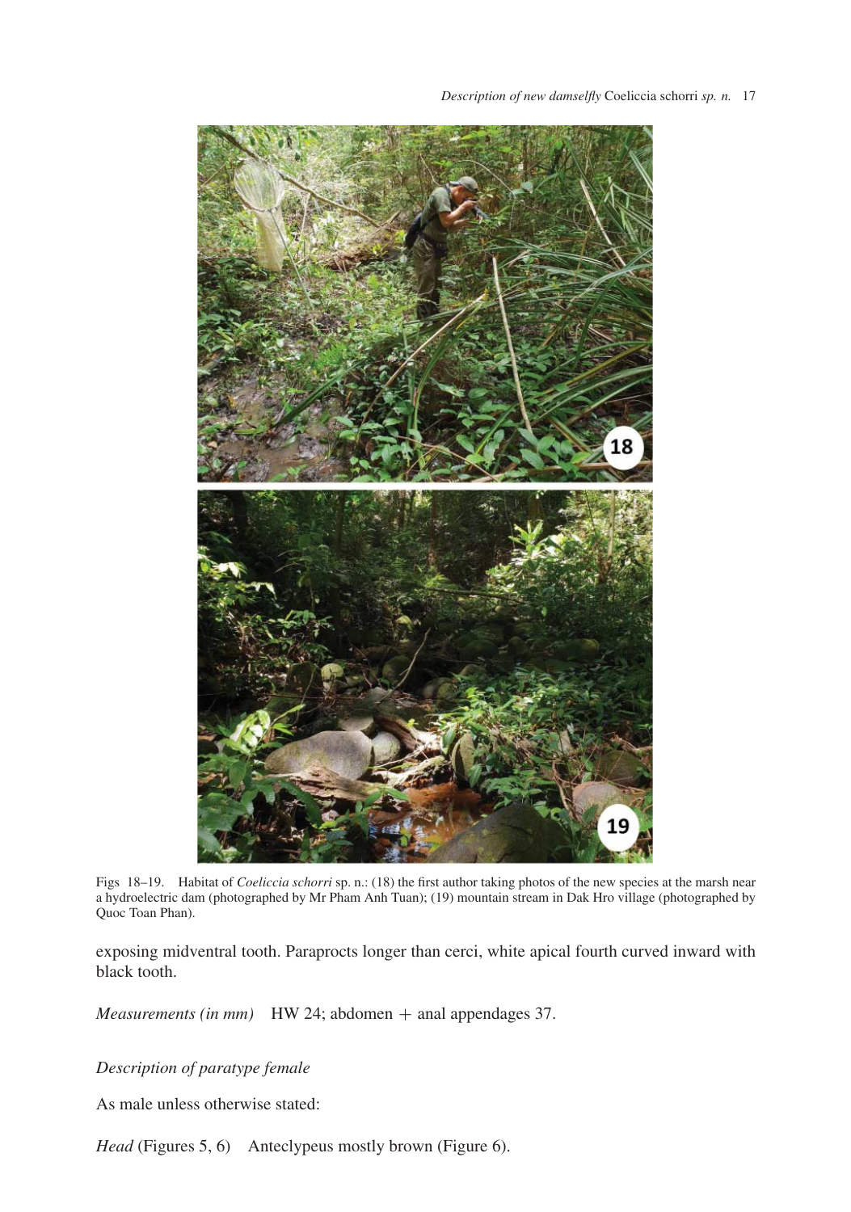Figs 18–19. Habitat of *Coeliccia schorri* sp. n.: (18) the first author taking photos of the new species at the marsh near a hydroelectric dam (photographed by Mr Pham Anh Tuan); (19) mountain stream in Dak Hro village (photographed by Quoc Toan Phan).

exposing midventral tooth. Paraprocts longer than cerci, white apical fourth curved inward with black tooth.

*Measurements (in mm)* HW 24; abdomen + anal appendages 37.

*Description of paratype female*

As male unless otherwise stated:

*Head* (Figures 5, 6) Anteclypeus mostly brown (Figure 6).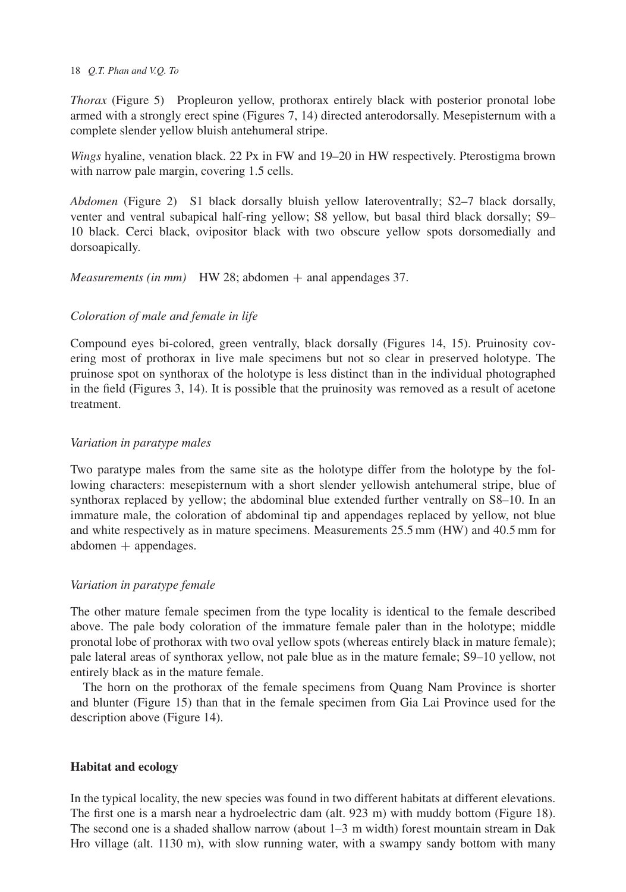*Thorax* (Figure 5) Propleuron yellow, prothorax entirely black with posterior pronotal lobe armed with a strongly erect spine (Figures 7, 14) directed anterodorsally. Mesepisternum with a complete slender yellow bluish antehumeral stripe.

*Wings* hyaline, venation black. 22 Px in FW and 19–20 in HW respectively. Pterostigma brown with narrow pale margin, covering 1.5 cells.

*Abdomen* (Figure 2) S1 black dorsally bluish yellow lateroventrally; S2–7 black dorsally, venter and ventral subapical half-ring yellow; S8 yellow, but basal third black dorsally; S9–10 black. Cerci black, ovipositor black with two obscure yellow spots dorsomedially and dorsoapically.

*Measurements (in mm)* HW 28; abdomen + anal appendages 37.

### *Coloration of male and female in life*

Compound eyes bi-colored, green ventrally, black dorsally (Figures 14, 15). Pruinosity covering most of prothorax in live male specimens but not so clear in preserved holotype. The pruinose spot on synthorax of the holotype is less distinct than in the individual photographed in the field (Figures 3, 14). It is possible that the pruinosity was removed as a result of acetone treatment.

### *Variation in paratype males*

Two paratype males from the same site as the holotype differ from the holotype by the following characters: mesepisternum with a short slender yellowish antehumeral stripe, blue of synthorax replaced by yellow; the abdominal blue extended further ventrally on S8–10. In an immature male, the coloration of abdominal tip and appendages replaced by yellow, not blue and white respectively as in mature specimens. Measurements 25.5 mm (HW) and 40.5 mm for abdomen + appendages.

### *Variation in paratype female*

The other mature female specimen from the type locality is identical to the female described above. The pale body coloration of the immature female paler than in the holotype; middle pronotal lobe of prothorax with two oval yellow spots (whereas entirely black in mature female); pale lateral areas of synthorax yellow, not pale blue as in the mature female; S9–10 yellow, not entirely black as in the mature female.

The horn on the prothorax of the female specimens from Quang Nam Province is shorter and blunter (Figure 15) than that in the female specimen from Gia Lai Province used for the description above (Figure 14).

## **Habitat and ecology**

In the typical locality, the new species was found in two different habitats at different elevations. The first one is a marsh near a hydroelectric dam (alt. 923 m) with muddy bottom (Figure 18). The second one is a shaded shallow narrow (about 1–3 m width) forest mountain stream in Dak Hro village (alt. 1130 m), with slow running water, with a swampy sandy bottom with many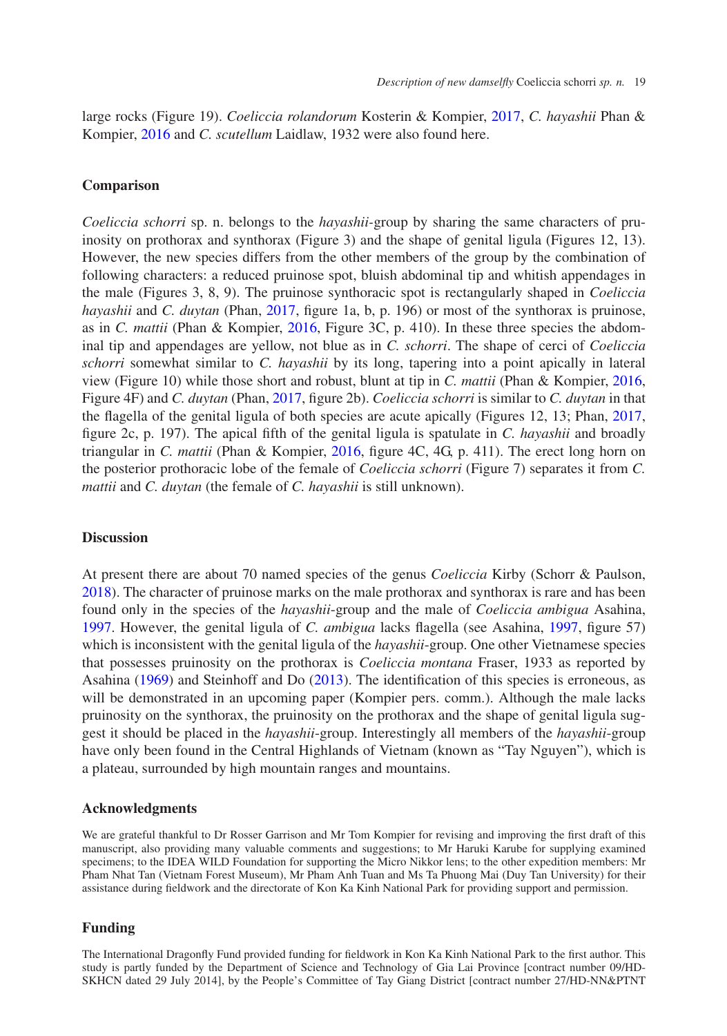large rocks (Figure 19). *Coeliccia rolandorum* Kosterin & Kompier, 2017, *C. hayashii* Phan & Kompier, 2016 and *C. scutellum* Laidlaw, 1932 were also found here.

## Comparison

*Coeliccia schorri* sp. n. belongs to the *hayashii*-group by sharing the same characters of pruinosity on prothorax and synthorax (Figure 3) and the shape of genital ligula (Figures 12, 13). However, the new species differs from the other members of the group by the combination of following characters: a reduced pruinose spot, bluish abdominal tip and whitish appendages in the male (Figures 3, 8, 9). The pruinose synthoracic spot is rectangularly shaped in *Coeliccia hayashii* and *C. duytan* (Phan, 2017, figure 1a, b, p. 196) or most of the synthorax is pruinose, as in *C. mattii* (Phan & Kompier, 2016, Figure 3C, p. 410). In these three species the abdominal tip and appendages are yellow, not blue as in *C. schorri*. The shape of cerci of *Coeliccia schorri* somewhat similar to *C. hayashii* by its long, tapering into a point apically in lateral view (Figure 10) while those short and robust, blunt at tip in *C. mattii* (Phan & Kompier, 2016, Figure 4F) and *C. duytan* (Phan, 2017, figure 2b). *Coeliccia schorri* is similar to *C. duytan* in that the flagella of the genital ligula of both species are acute apically (Figures 12, 13; Phan, 2017, figure 2c, p. 197). The apical fifth of the genital ligula is spatulate in *C. hayashii* and broadly triangular in *C. mattii* (Phan & Kompier, 2016, figure 4C, 4G, p. 411). The erect long horn on the posterior prothoracic lobe of the female of *Coeliccia schorri* (Figure 7) separates it from *C. mattii* and *C. duytan* (the female of *C. hayashii* is still unknown).

## Discussion

At present there are about 70 named species of the genus *Coeliccia* Kirby (Schorr & Paulson, 2018). The character of pruinose marks on the male prothorax and synthorax is rare and has been found only in the species of the *hayashii*-group and the male of *Coeliccia ambigua* Asahina, 1997. However, the genital ligula of *C. ambigua* lacks flagella (see Asahina, 1997, figure 57) which is inconsistent with the genital ligula of the *hayashii*-group. One other Vietnamese species that possesses pruinosity on the prothorax is *Coeliccia montana* Fraser, 1933 as reported by Asahina (1969) and Steinhoff and Do (2013). The identification of this species is erroneous, as will be demonstrated in an upcoming paper (Kompier pers. comm.). Although the male lacks pruinosity on the synthorax, the pruinosity on the prothorax and the shape of genital ligula suggest it should be placed in the *hayashii*-group. Interestingly all members of the *hayashii*-group have only been found in the Central Highlands of Vietnam (known as "Tay Nguyen"), which is a plateau, surrounded by high mountain ranges and mountains.

## Acknowledgments

We are grateful thankful to Dr Rosser Garrison and Mr Tom Kompier for revising and improving the first draft of this manuscript, also providing many valuable comments and suggestions; to Mr Haruki Karube for supplying examined specimens; to the IDEA WILD Foundation for supporting the Micro Nikkor lens; to the other expedition members: Mr Pham Nhat Tan (Vietnam Forest Museum), Mr Pham Anh Tuan and Ms Ta Phuong Mai (Duy Tan University) for their assistance during fieldwork and the directorate of Kon Ka Kinh National Park for providing support and permission.

## Funding

The International Dragonfly Fund provided funding for fieldwork in Kon Ka Kinh National Park to the first author. This study is partly funded by the Department of Science and Technology of Gia Lai Province [contract number 09/HD-SKHCN dated 29 July 2014], by the People's Committee of Tay Giang District [contract number 27/HD-NN&PTNT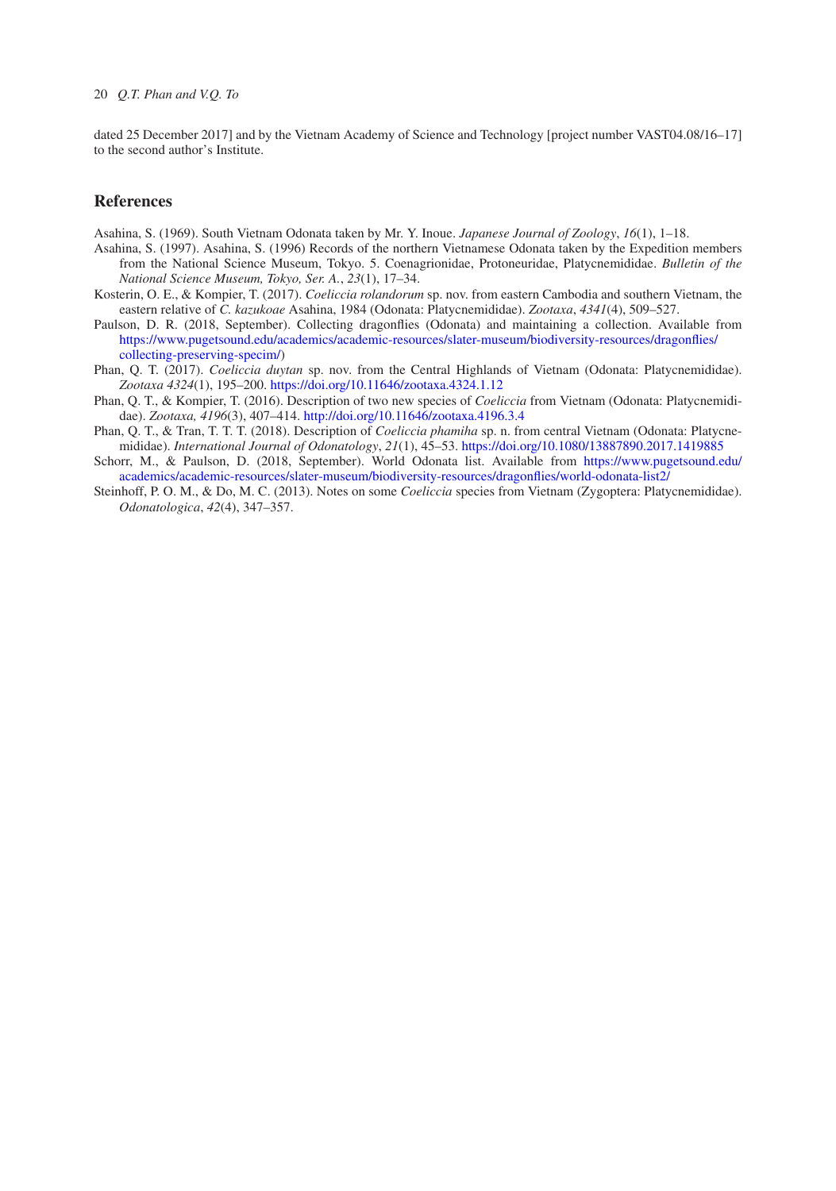dated 25 December 2017] and by the Vietnam Academy of Science and Technology [project number VAST04.08/16–17] to the second author's Institute.

## References

Asahina, S. (1969). South Vietnam Odonata taken by Mr. Y. Inoue. *Japanese Journal of Zoology*, *16*(1), 1–18.

Asahina, S. (1997). Asahina, S. (1996) Records of the northern Vietnamese Odonata taken by the Expedition members from the National Science Museum, Tokyo. 5. Coenagrionidae, Protoneuridae, Platycnemididae. *Bulletin of the National Science Museum, Tokyo, Ser. A.*, *23*(1), 17–34.

Kosterin, O. E., & Kompier, T. (2017). *Coeliccia rolandorum* sp. nov. from eastern Cambodia and southern Vietnam, the eastern relative of *C. kazukoae* Asahina, 1984 (Odonata: Platycnemididae). *Zootaxa*, *4341*(4), 509–527.

Paulson, D. R. (2018, September). Collecting dragonflies (Odonata) and maintaining a collection. Available from https://www.pugetsound.edu/academics/academic-resources/slater-museum/biodiversity-resources/dragonflies/collecting-preserving-specim/)

Phan, Q. T. (2017). *Coeliccia duytan* sp. nov. from the Central Highlands of Vietnam (Odonata: Platycnemididae). *Zootaxa 4324*(1), 195–200. https://doi.org/10.11646/zootaxa.4324.1.12

Phan, Q. T., & Kompier, T. (2016). Description of two new species of *Coeliccia* from Vietnam (Odonata: Platycnemididae). *Zootaxa, 4196*(3), 407–414. http://doi.org/10.11646/zootaxa.4196.3.4

Phan, Q. T., & Tran, T. T. T. (2018). Description of *Coeliccia phamiha* sp. n. from central Vietnam (Odonata: Platycnemididae). *International Journal of Odonatology*, *21*(1), 45–53. https://doi.org/10.1080/13887890.2017.1419885

Schorr, M., & Paulson, D. (2018, September). World Odonata list. Available from https://www.pugetsound.edu/academics/academic-resources/slater-museum/biodiversity-resources/dragonflies/world-odonata-list2/

Steinhoff, P. O. M., & Do, M. C. (2013). Notes on some *Coeliccia* species from Vietnam (Zygoptera: Platycnemididae). *Odonatologica*, *42*(4), 347–357.